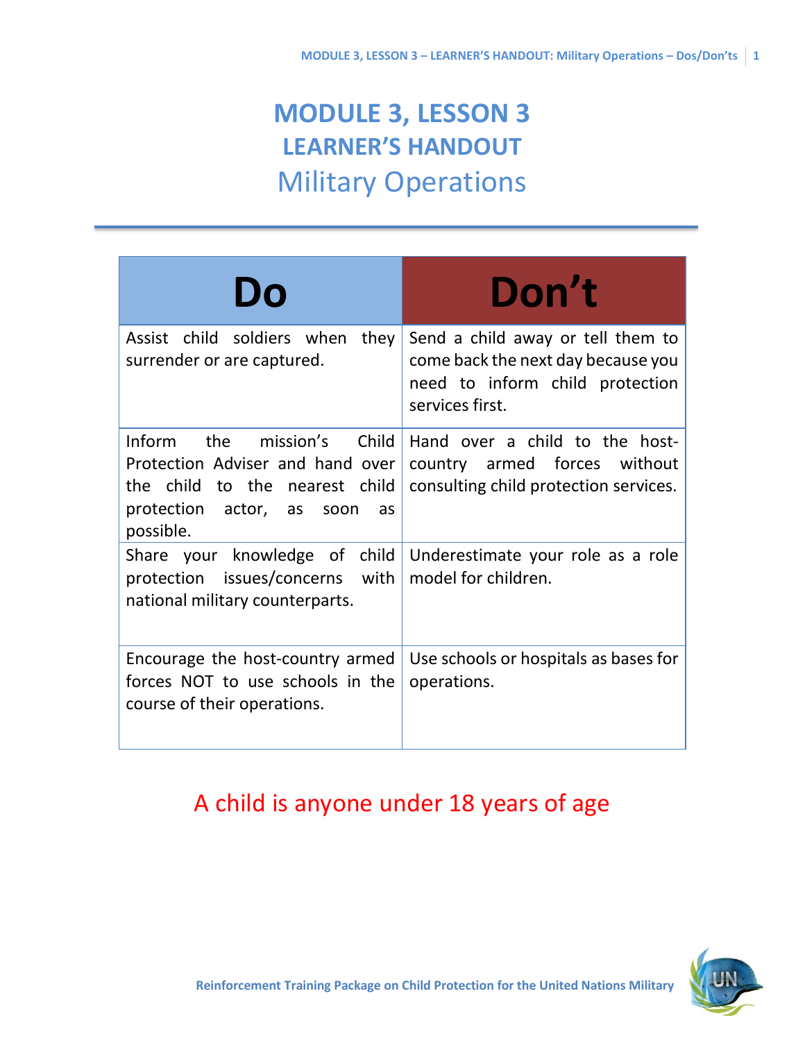# MODULE 3, LESSON 3
## LEARNER'S HANDOUT
## Military Operations

| Do | Don't |
|---|---|
| Assist child soldiers when they surrender or are captured. | Send a child away or tell them to come back the next day because you need to inform child protection services first. |
| Inform the mission's Child Protection Adviser and hand over the child to the nearest child protection actor, as soon as possible. | Hand over a child to the host-country armed forces without consulting child protection services. |
| Share your knowledge of child protection issues/concerns with national military counterparts. | Underestimate your role as a role model for children. |
| Encourage the host-country armed forces NOT to use schools in the course of their operations. | Use schools or hospitals as bases for operations. |

A child is anyone under 18 years of age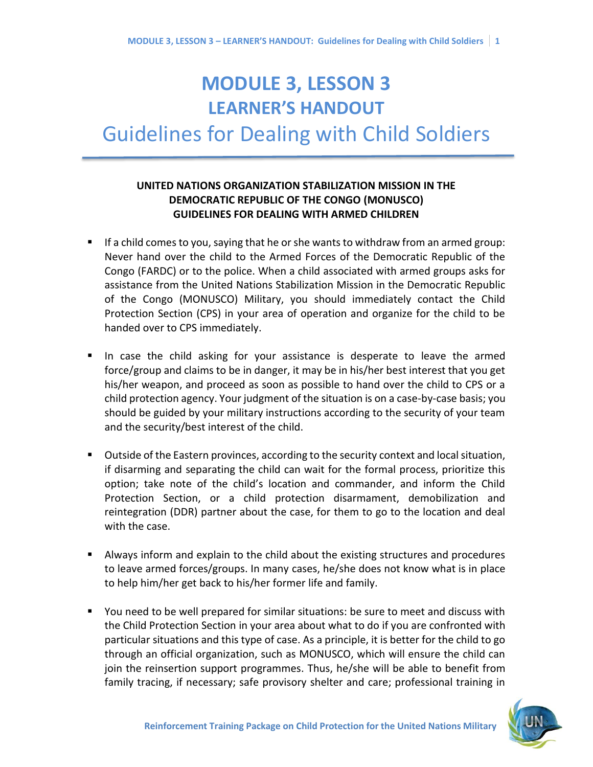# MODULE 3, LESSON 3
## LEARNER'S HANDOUT
# Guidelines for Dealing with Child Soldiers

**UNITED NATIONS ORGANIZATION STABILIZATION MISSION IN THE DEMOCRATIC REPUBLIC OF THE CONGO (MONUSCO) GUIDELINES FOR DEALING WITH ARMED CHILDREN**

- If a child comes to you, saying that he or she wants to withdraw from an armed group: Never hand over the child to the Armed Forces of the Democratic Republic of the Congo (FARDC) or to the police. When a child associated with armed groups asks for assistance from the United Nations Stabilization Mission in the Democratic Republic of the Congo (MONUSCO) Military, you should immediately contact the Child Protection Section (CPS) in your area of operation and organize for the child to be handed over to CPS immediately.

- In case the child asking for your assistance is desperate to leave the armed force/group and claims to be in danger, it may be in his/her best interest that you get his/her weapon, and proceed as soon as possible to hand over the child to CPS or a child protection agency. Your judgment of the situation is on a case-by-case basis; you should be guided by your military instructions according to the security of your team and the security/best interest of the child.

- Outside of the Eastern provinces, according to the security context and local situation, if disarming and separating the child can wait for the formal process, prioritize this option; take note of the child's location and commander, and inform the Child Protection Section, or a child protection disarmament, demobilization and reintegration (DDR) partner about the case, for them to go to the location and deal with the case.

- Always inform and explain to the child about the existing structures and procedures to leave armed forces/groups. In many cases, he/she does not know what is in place to help him/her get back to his/her former life and family.

- You need to be well prepared for similar situations: be sure to meet and discuss with the Child Protection Section in your area about what to do if you are confronted with particular situations and this type of case. As a principle, it is better for the child to go through an official organization, such as MONUSCO, which will ensure the child can join the reinsertion support programmes. Thus, he/she will be able to benefit from family tracing, if necessary; safe provisory shelter and care; professional training in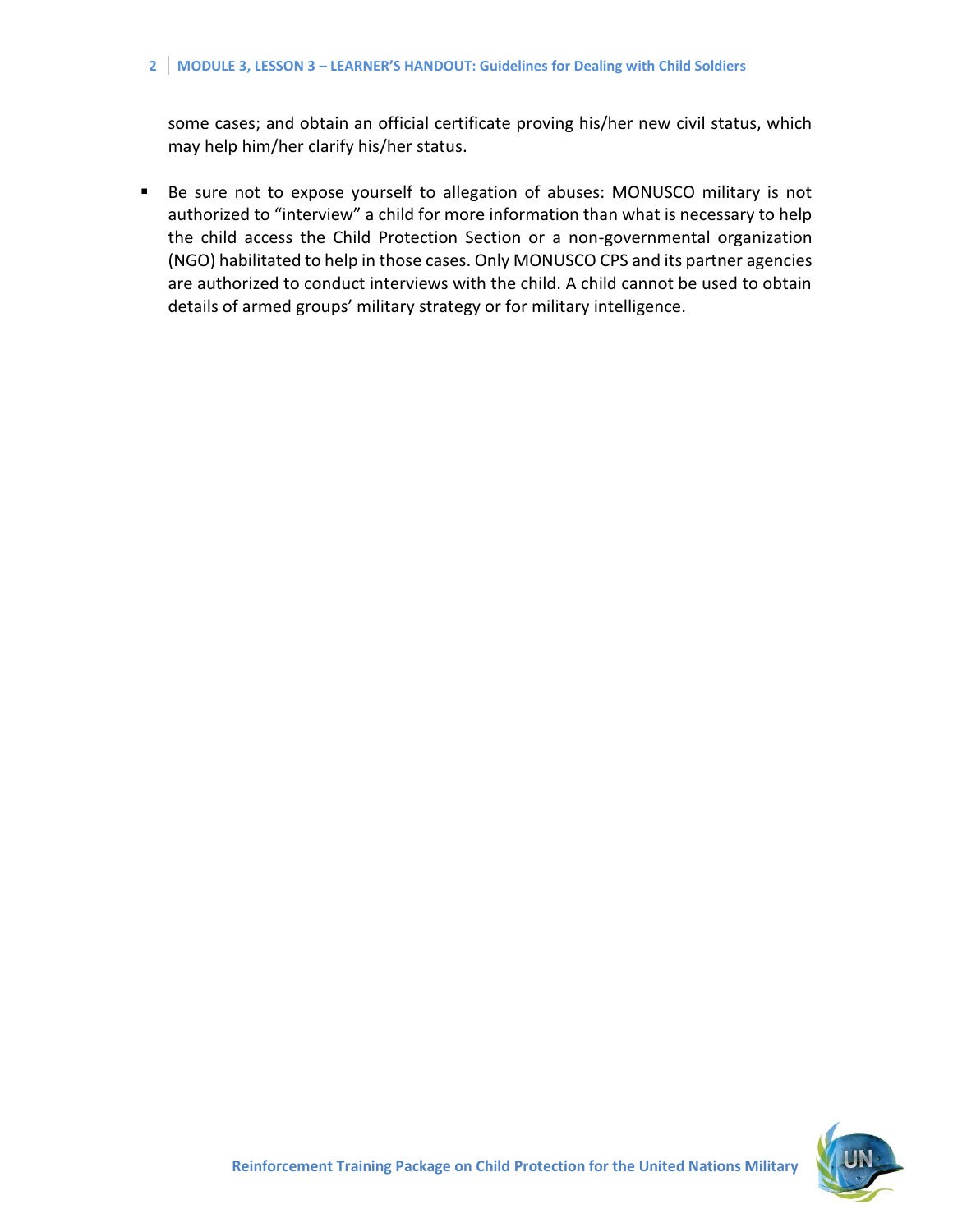some cases; and obtain an official certificate proving his/her new civil status, which may help him/her clarify his/her status.

- Be sure not to expose yourself to allegation of abuses: MONUSCO military is not authorized to "interview" a child for more information than what is necessary to help the child access the Child Protection Section or a non-governmental organization (NGO) habilitated to help in those cases. Only MONUSCO CPS and its partner agencies are authorized to conduct interviews with the child. A child cannot be used to obtain details of armed groups' military strategy or for military intelligence.